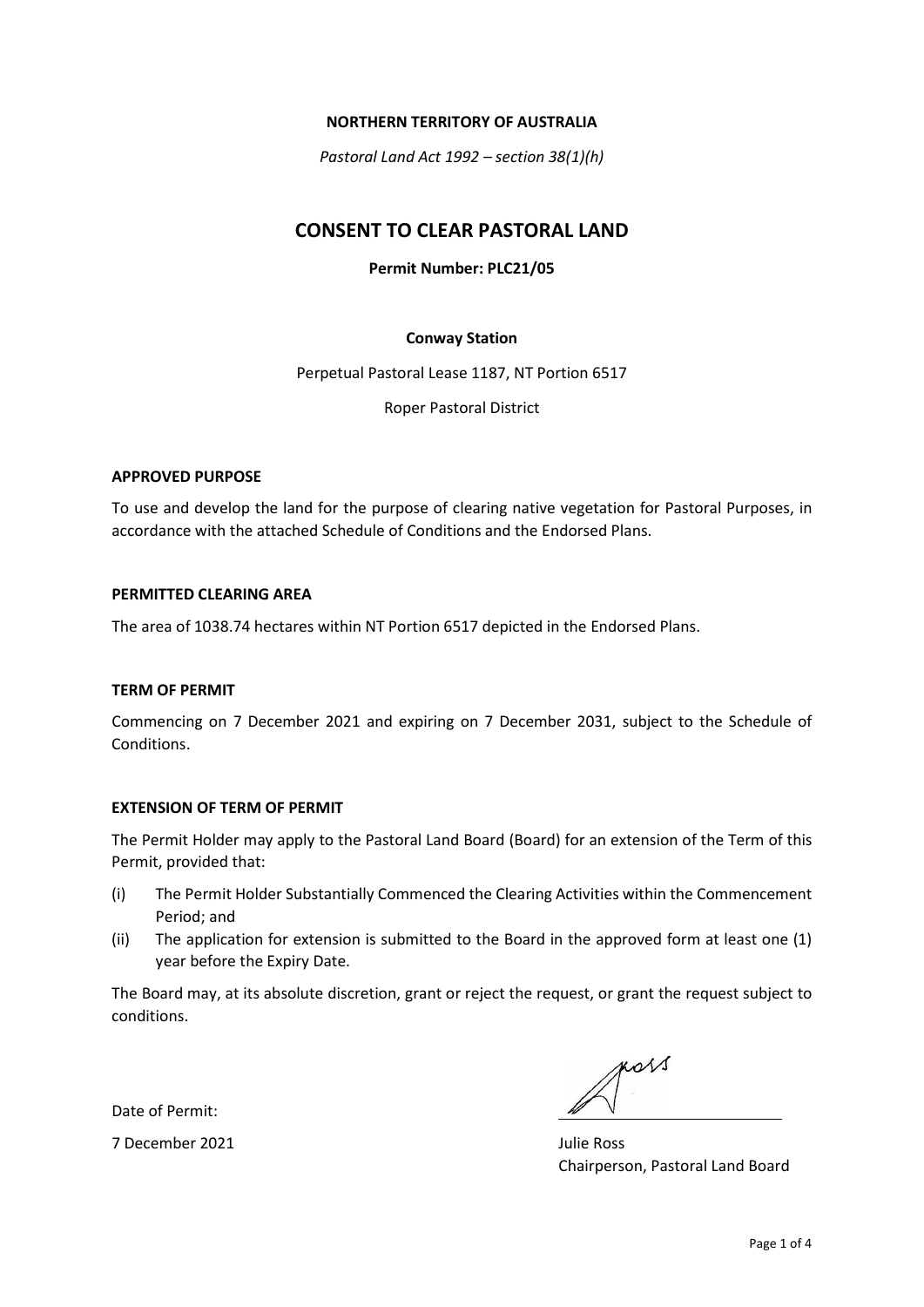**NORTHERN TERRITORY OF AUSTRALIA**

*Pastoral Land Act 1992 – section 38(1)(h)*

# CONSENT TO CLEAR PASTORAL LAND

**Permit Number: PLC21/05**

**Conway Station**

Perpetual Pastoral Lease 1187, NT Portion 6517

Roper Pastoral District

### APPROVED PURPOSE

To use and develop the land for the purpose of clearing native vegetation for Pastoral Purposes, in accordance with the attached Schedule of Conditions and the Endorsed Plans.

### PERMITTED CLEARING AREA

The area of 1038.74 hectares within NT Portion 6517 depicted in the Endorsed Plans.

### TERM OF PERMIT

Commencing on 7 December 2021 and expiring on 7 December 2031, subject to the Schedule of Conditions.

### EXTENSION OF TERM OF PERMIT

The Permit Holder may apply to the Pastoral Land Board (Board) for an extension of the Term of this Permit, provided that:

(i) The Permit Holder Substantially Commenced the Clearing Activities within the Commencement Period; and

(ii) The application for extension is submitted to the Board in the approved form at least one (1) year before the Expiry Date.

The Board may, at its absolute discretion, grant or reject the request, or grant the request subject to conditions.

Date of Permit:

7 December 2021

Julie Ross

Chairperson, Pastoral Land Board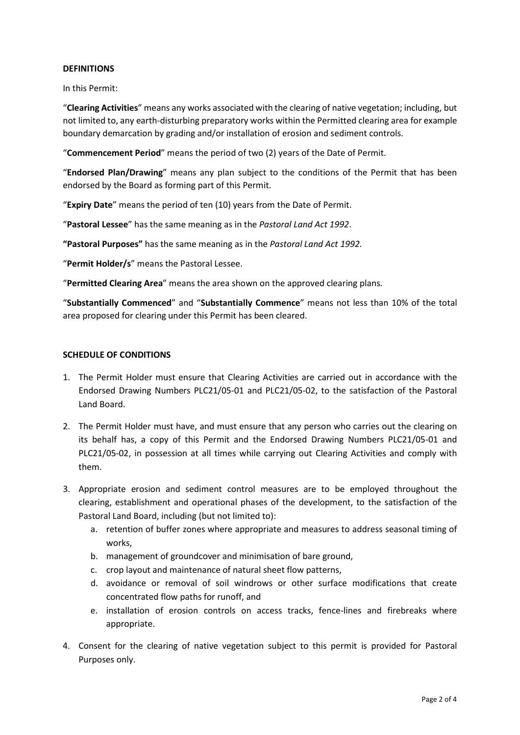**DEFINITIONS**

In this Permit:

"**Clearing Activities**" means any works associated with the clearing of native vegetation; including, but not limited to, any earth-disturbing preparatory works within the Permitted clearing area for example boundary demarcation by grading and/or installation of erosion and sediment controls.

"**Commencement Period**" means the period of two (2) years of the Date of Permit.

"**Endorsed Plan/Drawing**" means any plan subject to the conditions of the Permit that has been endorsed by the Board as forming part of this Permit.

"**Expiry Date**" means the period of ten (10) years from the Date of Permit.

"**Pastoral Lessee**" has the same meaning as in the *Pastoral Land Act 1992*.

**"Pastoral Purposes"** has the same meaning as in the *Pastoral Land Act 1992.*

"**Permit Holder/s**" means the Pastoral Lessee.

"**Permitted Clearing Area**" means the area shown on the approved clearing plans.

"**Substantially Commenced**" and "**Substantially Commence**" means not less than 10% of the total area proposed for clearing under this Permit has been cleared.

**SCHEDULE OF CONDITIONS**

1. The Permit Holder must ensure that Clearing Activities are carried out in accordance with the Endorsed Drawing Numbers PLC21/05-01 and PLC21/05-02, to the satisfaction of the Pastoral Land Board.
2. The Permit Holder must have, and must ensure that any person who carries out the clearing on its behalf has, a copy of this Permit and the Endorsed Drawing Numbers PLC21/05-01 and PLC21/05-02, in possession at all times while carrying out Clearing Activities and comply with them.
3. Appropriate erosion and sediment control measures are to be employed throughout the clearing, establishment and operational phases of the development, to the satisfaction of the Pastoral Land Board, including (but not limited to):
   a. retention of buffer zones where appropriate and measures to address seasonal timing of works,
   b. management of groundcover and minimisation of bare ground,
   c. crop layout and maintenance of natural sheet flow patterns,
   d. avoidance or removal of soil windrows or other surface modifications that create concentrated flow paths for runoff, and
   e. installation of erosion controls on access tracks, fence-lines and firebreaks where appropriate.
4. Consent for the clearing of native vegetation subject to this permit is provided for Pastoral Purposes only.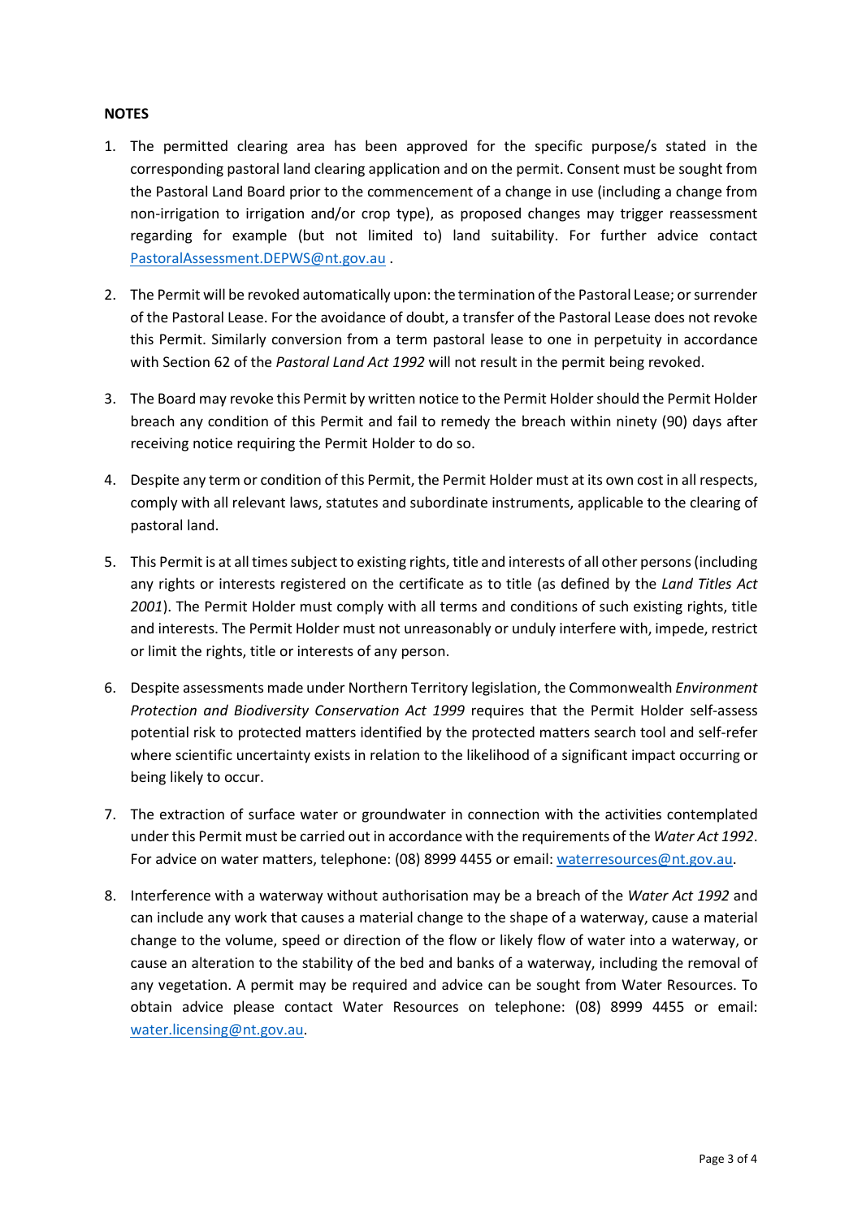**NOTES**

1. The permitted clearing area has been approved for the specific purpose/s stated in the corresponding pastoral land clearing application and on the permit. Consent must be sought from the Pastoral Land Board prior to the commencement of a change in use (including a change from non-irrigation to irrigation and/or crop type), as proposed changes may trigger reassessment regarding for example (but not limited to) land suitability. For further advice contact PastoralAssessment.DEPWS@nt.gov.au .

2. The Permit will be revoked automatically upon: the termination of the Pastoral Lease; or surrender of the Pastoral Lease. For the avoidance of doubt, a transfer of the Pastoral Lease does not revoke this Permit. Similarly conversion from a term pastoral lease to one in perpetuity in accordance with Section 62 of the *Pastoral Land Act 1992* will not result in the permit being revoked.

3. The Board may revoke this Permit by written notice to the Permit Holder should the Permit Holder breach any condition of this Permit and fail to remedy the breach within ninety (90) days after receiving notice requiring the Permit Holder to do so.

4. Despite any term or condition of this Permit, the Permit Holder must at its own cost in all respects, comply with all relevant laws, statutes and subordinate instruments, applicable to the clearing of pastoral land.

5. This Permit is at all times subject to existing rights, title and interests of all other persons (including any rights or interests registered on the certificate as to title (as defined by the *Land Titles Act 2001*). The Permit Holder must comply with all terms and conditions of such existing rights, title and interests. The Permit Holder must not unreasonably or unduly interfere with, impede, restrict or limit the rights, title or interests of any person.

6. Despite assessments made under Northern Territory legislation, the Commonwealth *Environment Protection and Biodiversity Conservation Act 1999* requires that the Permit Holder self-assess potential risk to protected matters identified by the protected matters search tool and self-refer where scientific uncertainty exists in relation to the likelihood of a significant impact occurring or being likely to occur.

7. The extraction of surface water or groundwater in connection with the activities contemplated under this Permit must be carried out in accordance with the requirements of the *Water Act 1992*. For advice on water matters, telephone: (08) 8999 4455 or email: waterresources@nt.gov.au.

8. Interference with a waterway without authorisation may be a breach of the *Water Act 1992* and can include any work that causes a material change to the shape of a waterway, cause a material change to the volume, speed or direction of the flow or likely flow of water into a waterway, or cause an alteration to the stability of the bed and banks of a waterway, including the removal of any vegetation. A permit may be required and advice can be sought from Water Resources. To obtain advice please contact Water Resources on telephone: (08) 8999 4455 or email: water.licensing@nt.gov.au.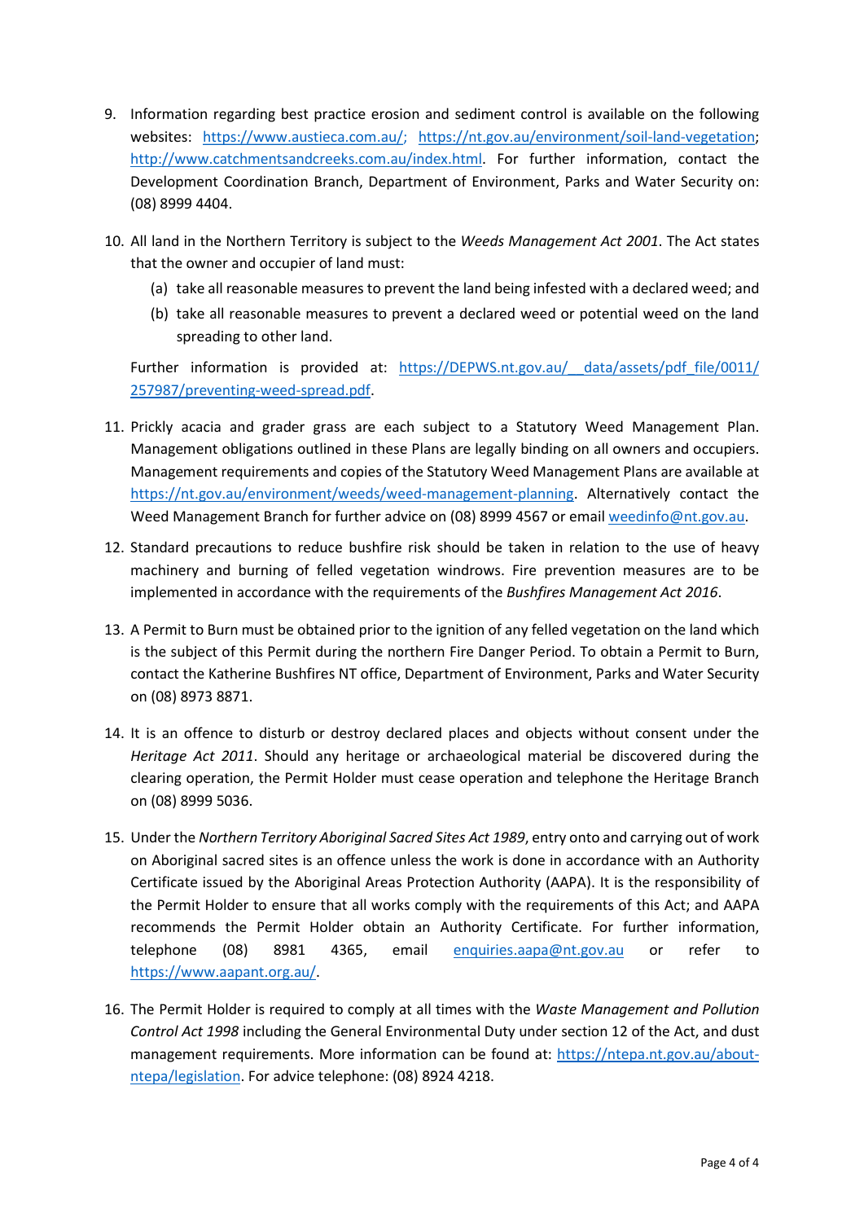9. Information regarding best practice erosion and sediment control is available on the following websites: https://www.austieca.com.au/; https://nt.gov.au/environment/soil-land-vegetation; http://www.catchmentsandcreeks.com.au/index.html. For further information, contact the Development Coordination Branch, Department of Environment, Parks and Water Security on: (08) 8999 4404.

10. All land in the Northern Territory is subject to the *Weeds Management Act 2001*. The Act states that the owner and occupier of land must:

    (a) take all reasonable measures to prevent the land being infested with a declared weed; and

    (b) take all reasonable measures to prevent a declared weed or potential weed on the land spreading to other land.

    Further information is provided at: https://DEPWS.nt.gov.au/__data/assets/pdf_file/0011/257987/preventing-weed-spread.pdf.

11. Prickly acacia and grader grass are each subject to a Statutory Weed Management Plan. Management obligations outlined in these Plans are legally binding on all owners and occupiers. Management requirements and copies of the Statutory Weed Management Plans are available at https://nt.gov.au/environment/weeds/weed-management-planning. Alternatively contact the Weed Management Branch for further advice on (08) 8999 4567 or email weedinfo@nt.gov.au.

12. Standard precautions to reduce bushfire risk should be taken in relation to the use of heavy machinery and burning of felled vegetation windrows. Fire prevention measures are to be implemented in accordance with the requirements of the *Bushfires Management Act 2016*.

13. A Permit to Burn must be obtained prior to the ignition of any felled vegetation on the land which is the subject of this Permit during the northern Fire Danger Period. To obtain a Permit to Burn, contact the Katherine Bushfires NT office, Department of Environment, Parks and Water Security on (08) 8973 8871.

14. It is an offence to disturb or destroy declared places and objects without consent under the *Heritage Act 2011*. Should any heritage or archaeological material be discovered during the clearing operation, the Permit Holder must cease operation and telephone the Heritage Branch on (08) 8999 5036.

15. Under the *Northern Territory Aboriginal Sacred Sites Act 1989*, entry onto and carrying out of work on Aboriginal sacred sites is an offence unless the work is done in accordance with an Authority Certificate issued by the Aboriginal Areas Protection Authority (AAPA). It is the responsibility of the Permit Holder to ensure that all works comply with the requirements of this Act; and AAPA recommends the Permit Holder obtain an Authority Certificate. For further information, telephone (08) 8981 4365, email enquiries.aapa@nt.gov.au or refer to https://www.aapant.org.au/.

16. The Permit Holder is required to comply at all times with the *Waste Management and Pollution Control Act 1998* including the General Environmental Duty under section 12 of the Act, and dust management requirements. More information can be found at: https://ntepa.nt.gov.au/about-ntepa/legislation. For advice telephone: (08) 8924 4218.